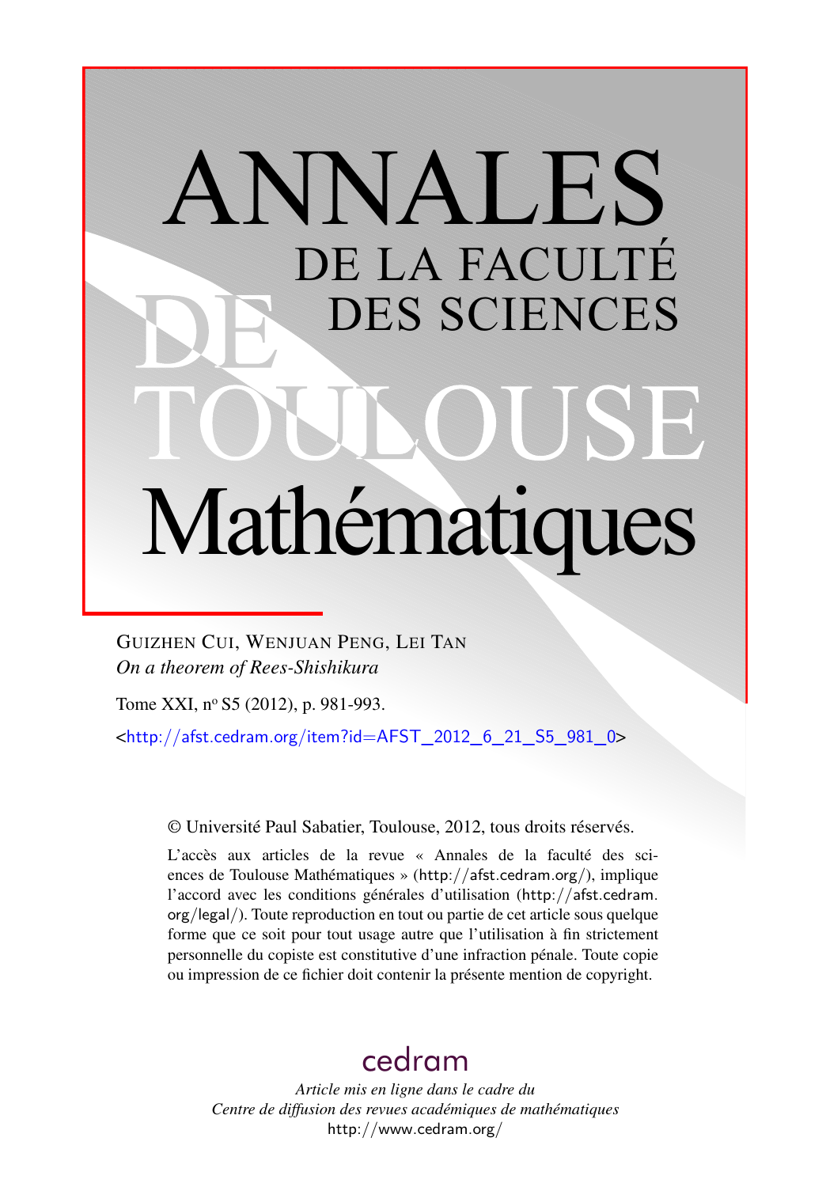# ANNALES DE LA FACULTÉ DES SCIENCES DE TOULOUSE Mathématiques

GUIZHEN CUI, WENJUAN PENG, LEI TAN

*On a theorem of Rees-Shishikura*

Tome XXI, nº S5 (2012), p. 981-993.

<http://afst.cedram.org/item?id=AFST_2012_6_21_S5_981_0>

© Université Paul Sabatier, Toulouse, 2012, tous droits réservés.

L'accès aux articles de la revue « Annales de la faculté des sciences de Toulouse Mathématiques » (http://afst.cedram.org/), implique l'accord avec les conditions générales d'utilisation (http://afst.cedram.org/legal/). Toute reproduction en tout ou partie de cet article sous quelque forme que ce soit pour tout usage autre que l'utilisation à fin strictement personnelle du copiste est constitutive d'une infraction pénale. Toute copie ou impression de ce fichier doit contenir la présente mention de copyright.

cedram

*Article mis en ligne dans le cadre du Centre de diffusion des revues académiques de mathématiques*

http://www.cedram.org/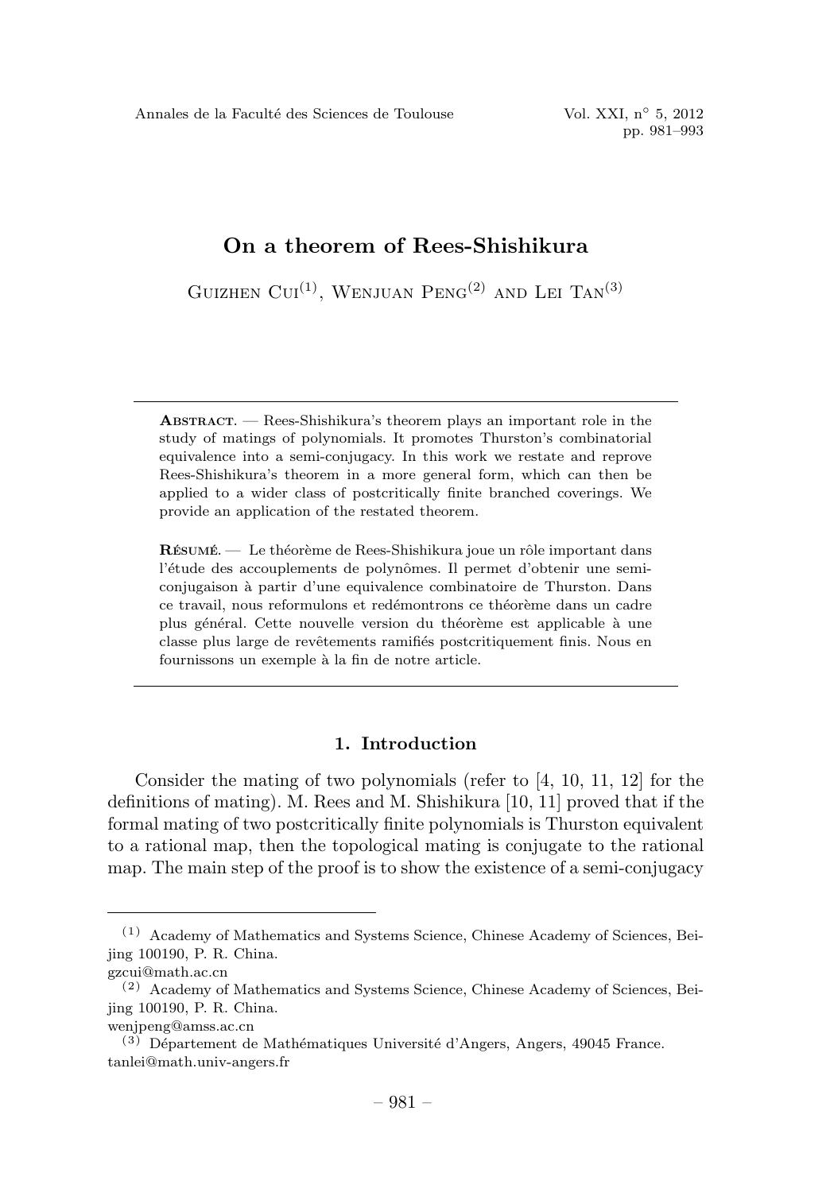# On a theorem of Rees-Shishikura

Guizhen Cui[(1)], Wenjuan Peng[(2)] and Lei Tan[(3)]

---

**Abstract.** — Rees-Shishikura's theorem plays an important role in the study of matings of polynomials. It promotes Thurston's combinatorial equivalence into a semi-conjugacy. In this work we restate and reprove Rees-Shishikura's theorem in a more general form, which can then be applied to a wider class of postcritically finite branched coverings. We provide an application of the restated theorem.

**Résumé.** — Le théorème de Rees-Shishikura joue un rôle important dans l'étude des accouplements de polynômes. Il permet d'obtenir une semi-conjugaison à partir d'une equivalence combinatoire de Thurston. Dans ce travail, nous reformulons et redémontrons ce théorème dans un cadre plus général. Cette nouvelle version du théorème est applicable à une classe plus large de revêtements ramifiés postcritiquement finis. Nous en fournissons un exemple à la fin de notre article.

---

## 1. Introduction

Consider the mating of two polynomials (refer to [4, 10, 11, 12] for the definitions of mating). M. Rees and M. Shishikura [10, 11] proved that if the formal mating of two postcritically finite polynomials is Thurston equivalent to a rational map, then the topological mating is conjugate to the rational map. The main step of the proof is to show the existence of a semi-conjugacy

---

[(1)] Academy of Mathematics and Systems Science, Chinese Academy of Sciences, Beijing 100190, P. R. China.
gzcui@math.ac.cn

[(2)] Academy of Mathematics and Systems Science, Chinese Academy of Sciences, Beijing 100190, P. R. China.
wenjpeng@amss.ac.cn

[(3)] Département de Mathématiques Université d'Angers, Angers, 49045 France.
tanlei@math.univ-angers.fr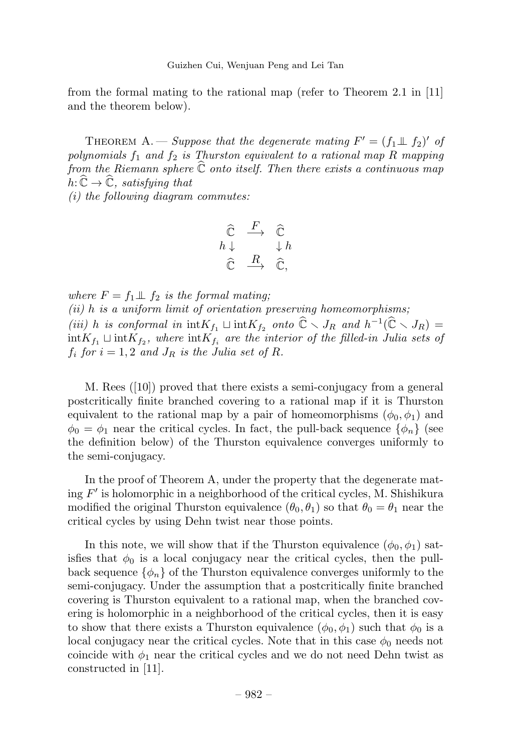from the formal mating to the rational map (refer to Theorem 2.1 in [11] and the theorem below).

Theorem A. — *Suppose that the degenerate mating $F' = (f_1 \perp\!\!\!\perp f_2)'$ of polynomials $f_1$ and $f_2$ is Thurston equivalent to a rational map $R$ mapping from the Riemann sphere $\widehat{\mathbb{C}}$ onto itself. Then there exists a continuous map $h\colon \widehat{\mathbb{C}} \to \widehat{\mathbb{C}}$, satisfying that*
*(i) the following diagram commutes:*

$$\begin{array}{ccc} \widehat{\mathbb{C}} & \xrightarrow{F} & \widehat{\mathbb{C}} \\ h \downarrow & & \downarrow h \\ \widehat{\mathbb{C}} & \xrightarrow{R} & \widehat{\mathbb{C}}, \end{array}$$

*where $F = f_1 \perp\!\!\!\perp f_2$ is the formal mating;*
*(ii) $h$ is a uniform limit of orientation preserving homeomorphisms;*
*(iii) $h$ is conformal in $\mathrm{int}K_{f_1} \sqcup \mathrm{int}K_{f_2}$ onto $\widehat{\mathbb{C}} \smallsetminus J_R$ and $h^{-1}(\widehat{\mathbb{C}} \smallsetminus J_R) = \mathrm{int}K_{f_1} \sqcup \mathrm{int}K_{f_2}$, where $\mathrm{int}K_{f_i}$ are the interior of the filled-in Julia sets of $f_i$ for $i = 1, 2$ and $J_R$ is the Julia set of $R$.*

M. Rees ([10]) proved that there exists a semi-conjugacy from a general postcritically finite branched covering to a rational map if it is Thurston equivalent to the rational map by a pair of homeomorphisms $(\phi_0, \phi_1)$ and $\phi_0 = \phi_1$ near the critical cycles. In fact, the pull-back sequence $\{\phi_n\}$ (see the definition below) of the Thurston equivalence converges uniformly to the semi-conjugacy.

In the proof of Theorem A, under the property that the degenerate mating $F'$ is holomorphic in a neighborhood of the critical cycles, M. Shishikura modified the original Thurston equivalence $(\theta_0, \theta_1)$ so that $\theta_0 = \theta_1$ near the critical cycles by using Dehn twist near those points.

In this note, we will show that if the Thurston equivalence $(\phi_0, \phi_1)$ satisfies that $\phi_0$ is a local conjugacy near the critical cycles, then the pull-back sequence $\{\phi_n\}$ of the Thurston equivalence converges uniformly to the semi-conjugacy. Under the assumption that a postcritically finite branched covering is Thurston equivalent to a rational map, when the branched covering is holomorphic in a neighborhood of the critical cycles, then it is easy to show that there exists a Thurston equivalence $(\phi_0, \phi_1)$ such that $\phi_0$ is a local conjugacy near the critical cycles. Note that in this case $\phi_0$ needs not coincide with $\phi_1$ near the critical cycles and we do not need Dehn twist as constructed in [11].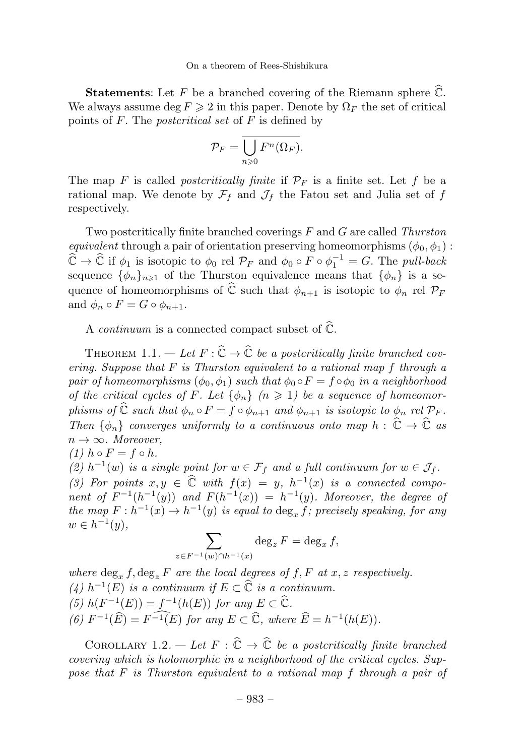**Statements**: Let $F$ be a branched covering of the Riemann sphere $\widehat{\mathbb{C}}$. We always assume $\deg F \geqslant 2$ in this paper. Denote by $\Omega_F$ the set of critical points of $F$. The *postcritical set* of $F$ is defined by

$$\mathcal{P}_F = \overline{\bigcup_{n\geqslant 0} F^n(\Omega_F)}.$$

The map $F$ is called *postcritically finite* if $\mathcal{P}_F$ is a finite set. Let $f$ be a rational map. We denote by $\mathcal{F}_f$ and $\mathcal{J}_f$ the Fatou set and Julia set of $f$ respectively.

Two postcritically finite branched coverings $F$ and $G$ are called *Thurston equivalent* through a pair of orientation preserving homeomorphisms $(\phi_0, \phi_1) : \widehat{\mathbb{C}} \to \widehat{\mathbb{C}}$ if $\phi_1$ is isotopic to $\phi_0$ rel $\mathcal{P}_F$ and $\phi_0 \circ F \circ \phi_1^{-1} = G$. The *pull-back* sequence $\{\phi_n\}_{n\geqslant 1}$ of the Thurston equivalence means that $\{\phi_n\}$ is a sequence of homeomorphisms of $\widehat{\mathbb{C}}$ such that $\phi_{n+1}$ is isotopic to $\phi_n$ rel $\mathcal{P}_F$ and $\phi_n \circ F = G \circ \phi_{n+1}$.

A *continuum* is a connected compact subset of $\widehat{\mathbb{C}}$.

Theorem 1.1. — *Let $F : \widehat{\mathbb{C}} \to \widehat{\mathbb{C}}$ be a postcritically finite branched covering. Suppose that $F$ is Thurston equivalent to a rational map $f$ through a pair of homeomorphisms $(\phi_0, \phi_1)$ such that $\phi_0 \circ F = f \circ \phi_0$ in a neighborhood of the critical cycles of $F$. Let $\{\phi_n\}$ $(n \geqslant 1)$ be a sequence of homeomorphisms of $\widehat{\mathbb{C}}$ such that $\phi_n \circ F = f \circ \phi_{n+1}$ and $\phi_{n+1}$ is isotopic to $\phi_n$ rel $\mathcal{P}_F$. Then $\{\phi_n\}$ converges uniformly to a continuous onto map $h : \widehat{\mathbb{C}} \to \widehat{\mathbb{C}}$ as $n \to \infty$. Moreover,*

*(1) $h \circ F = f \circ h$.*

*(2) $h^{-1}(w)$ is a single point for $w \in \mathcal{F}_f$ and a full continuum for $w \in \mathcal{J}_f$.*

*(3) For points $x, y \in \widehat{\mathbb{C}}$ with $f(x) = y$, $h^{-1}(x)$ is a connected component of $F^{-1}(h^{-1}(y))$ and $F(h^{-1}(x)) = h^{-1}(y)$. Moreover, the degree of the map $F : h^{-1}(x) \to h^{-1}(y)$ is equal to $\deg_x f$; precisely speaking, for any $w \in h^{-1}(y)$,*

$$\sum_{z\in F^{-1}(w)\cap h^{-1}(x)} \deg_z F = \deg_x f,$$

*where $\deg_x f, \deg_z F$ are the local degrees of $f, F$ at $x, z$ respectively.*

*(4) $h^{-1}(E)$ is a continuum if $E \subset \widehat{\mathbb{C}}$ is a continuum.*

*(5) $h(F^{-1}(E)) = f^{-1}(h(E))$ for any $E \subset \widehat{\mathbb{C}}$.*

*(6) $F^{-1}(\widehat{E}) = \widehat{F^{-1}(E)}$ for any $E \subset \widehat{\mathbb{C}}$, where $\widehat{E} = h^{-1}(h(E))$.*

Corollary 1.2. — *Let $F : \widehat{\mathbb{C}} \to \widehat{\mathbb{C}}$ be a postcritically finite branched covering which is holomorphic in a neighborhood of the critical cycles. Suppose that $F$ is Thurston equivalent to a rational map $f$ through a pair of*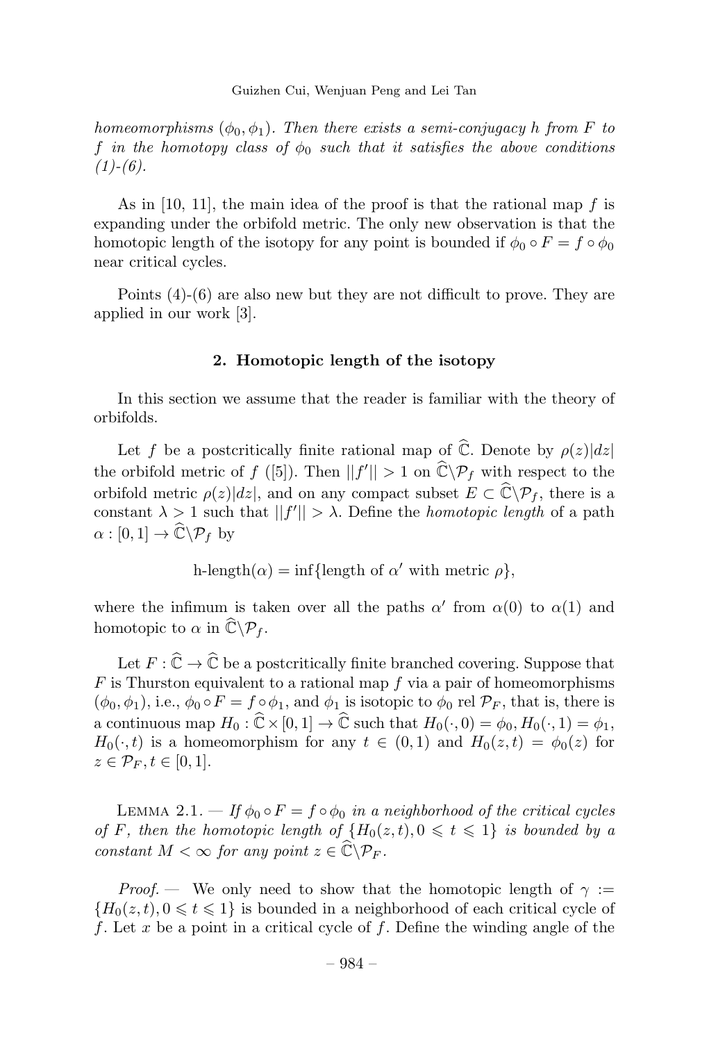*homeomorphisms $(\phi_0, \phi_1)$. Then there exists a semi-conjugacy $h$ from $F$ to $f$ in the homotopy class of $\phi_0$ such that it satisfies the above conditions (1)-(6).*

As in [10, 11], the main idea of the proof is that the rational map $f$ is expanding under the orbifold metric. The only new observation is that the homotopic length of the isotopy for any point is bounded if $\phi_0 \circ F = f \circ \phi_0$ near critical cycles.

Points (4)-(6) are also new but they are not difficult to prove. They are applied in our work [3].

## 2. Homotopic length of the isotopy

In this section we assume that the reader is familiar with the theory of orbifolds.

Let $f$ be a postcritically finite rational map of $\widehat{\mathbb{C}}$. Denote by $\rho(z)|dz|$ the orbifold metric of $f$ ([5]). Then $||f'|| > 1$ on $\widehat{\mathbb{C}} \backslash \mathcal{P}_f$ with respect to the orbifold metric $\rho(z)|dz|$, and on any compact subset $E \subset \widehat{\mathbb{C}} \backslash \mathcal{P}_f$, there is a constant $\lambda > 1$ such that $||f'|| > \lambda$. Define the *homotopic length* of a path $\alpha : [0,1] \to \widehat{\mathbb{C}} \backslash \mathcal{P}_f$ by

$$\text{h-length}(\alpha) = \inf\{\text{length of } \alpha' \text{ with metric } \rho\},$$

where the infimum is taken over all the paths $\alpha'$ from $\alpha(0)$ to $\alpha(1)$ and homotopic to $\alpha$ in $\widehat{\mathbb{C}} \backslash \mathcal{P}_f$.

Let $F : \widehat{\mathbb{C}} \to \widehat{\mathbb{C}}$ be a postcritically finite branched covering. Suppose that $F$ is Thurston equivalent to a rational map $f$ via a pair of homeomorphisms $(\phi_0, \phi_1)$, i.e., $\phi_0 \circ F = f \circ \phi_1$, and $\phi_1$ is isotopic to $\phi_0$ rel $\mathcal{P}_F$, that is, there is a continuous map $H_0 : \widehat{\mathbb{C}} \times [0,1] \to \widehat{\mathbb{C}}$ such that $H_0(\cdot, 0) = \phi_0, H_0(\cdot, 1) = \phi_1$, $H_0(\cdot, t)$ is a homeomorphism for any $t \in (0,1)$ and $H_0(z,t) = \phi_0(z)$ for $z \in \mathcal{P}_F, t \in [0,1]$.

Lemma 2.1. — *If $\phi_0 \circ F = f \circ \phi_0$ in a neighborhood of the critical cycles of $F$, then the homotopic length of $\{H_0(z,t), 0 \leqslant t \leqslant 1\}$ is bounded by a constant $M < \infty$ for any point $z \in \widehat{\mathbb{C}} \backslash \mathcal{P}_F$.*

*Proof.* — We only need to show that the homotopic length of $\gamma := \{H_0(z,t), 0 \leqslant t \leqslant 1\}$ is bounded in a neighborhood of each critical cycle of $f$. Let $x$ be a point in a critical cycle of $f$. Define the winding angle of the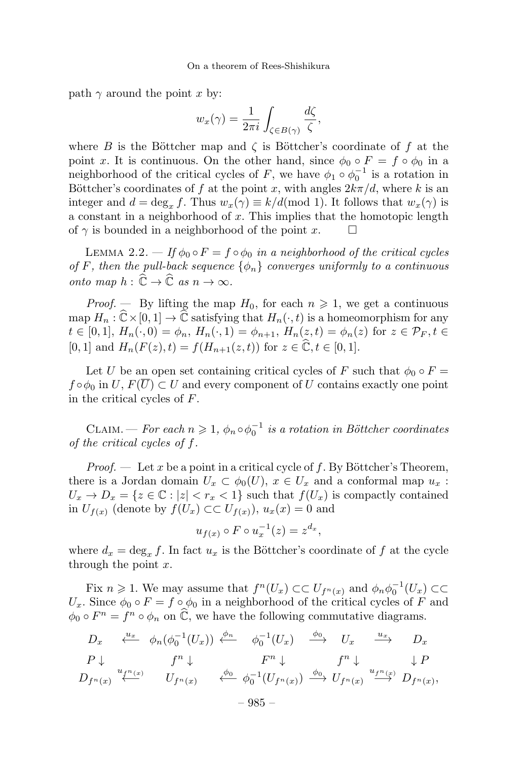path $\gamma$ around the point $x$ by:

$$w_x(\gamma) = \frac{1}{2\pi i}\int_{\zeta\in B(\gamma)} \frac{d\zeta}{\zeta},$$

where $B$ is the Böttcher map and $\zeta$ is Böttcher's coordinate of $f$ at the point $x$. It is continuous. On the other hand, since $\phi_0 \circ F = f \circ \phi_0$ in a neighborhood of the critical cycles of $F$, we have $\phi_1 \circ \phi_0^{-1}$ is a rotation in Böttcher's coordinates of $f$ at the point $x$, with angles $2k\pi/d$, where $k$ is an integer and $d = \deg_x f$. Thus $w_x(\gamma) \equiv k/d (\mathrm{mod}\ 1)$. It follows that $w_x(\gamma)$ is a constant in a neighborhood of $x$. This implies that the homotopic length of $\gamma$ is bounded in a neighborhood of the point $x$. □

LEMMA 2.2. — *If $\phi_0 \circ F = f \circ \phi_0$ in a neighborhood of the critical cycles of $F$, then the pull-back sequence $\{\phi_n\}$ converges uniformly to a continuous onto map $h : \widehat{\mathbb{C}} \to \widehat{\mathbb{C}}$ as $n \to \infty$.*

*Proof.* — By lifting the map $H_0$, for each $n \geqslant 1$, we get a continuous map $H_n : \widehat{\mathbb{C}} \times [0,1] \to \widehat{\mathbb{C}}$ satisfying that $H_n(\cdot, t)$ is a homeomorphism for any $t \in [0,1]$, $H_n(\cdot, 0) = \phi_n$, $H_n(\cdot, 1) = \phi_{n+1}$, $H_n(z,t) = \phi_n(z)$ for $z \in \mathcal{P}_F, t \in [0,1]$ and $H_n(F(z),t) = f(H_{n+1}(z,t))$ for $z \in \widehat{\mathbb{C}}, t \in [0,1]$.

Let $U$ be an open set containing critical cycles of $F$ such that $\phi_0 \circ F = f \circ \phi_0$ in $U$, $F(\overline{U}) \subset U$ and every component of $U$ contains exactly one point in the critical cycles of $F$.

CLAIM. — *For each $n \geqslant 1$, $\phi_n \circ \phi_0^{-1}$ is a rotation in Böttcher coordinates of the critical cycles of $f$.*

*Proof.* — Let $x$ be a point in a critical cycle of $f$. By Böttcher's Theorem, there is a Jordan domain $U_x \subset \phi_0(U)$, $x \in U_x$ and a conformal map $u_x : U_x \to D_x = \{z \in \mathbb{C} : |z| < r_x < 1\}$ such that $f(U_x)$ is compactly contained in $U_{f(x)}$ (denote by $f(U_x) \subset\subset U_{f(x)}$), $u_x(x) = 0$ and

$$u_{f(x)} \circ F \circ u_x^{-1}(z) = z^{d_x},$$

where $d_x = \deg_x f$. In fact $u_x$ is the Böttcher's coordinate of $f$ at the cycle through the point $x$.

Fix $n \geqslant 1$. We may assume that $f^n(U_x) \subset\subset U_{f^n(x)}$ and $\phi_n\phi_0^{-1}(U_x) \subset\subset U_x$. Since $\phi_0 \circ F = f \circ \phi_0$ in a neighborhood of the critical cycles of $F$ and $\phi_0 \circ F^n = f^n \circ \phi_n$ on $\widehat{\mathbb{C}}$, we have the following commutative diagrams.

$$\begin{array}{ccccccccc}
D_x & \xleftarrow{u_x} & \phi_n(\phi_0^{-1}(U_x)) & \xleftarrow{\phi_n} & \phi_0^{-1}(U_x) & \xrightarrow{\phi_0} & U_x & \xrightarrow{u_x} & D_x \\
P\downarrow & & f^n\downarrow & & F^n\downarrow & & f^n\downarrow & & \downarrow P \\
D_{f^n(x)} & \xleftarrow{u_{f^n(x)}} & U_{f^n(x)} & \xleftarrow{\phi_0} & \phi_0^{-1}(U_{f^n(x)}) & \xrightarrow{\phi_0} & U_{f^n(x)} & \xrightarrow{u_{f^n(x)}} & D_{f^n(x)},
\end{array}$$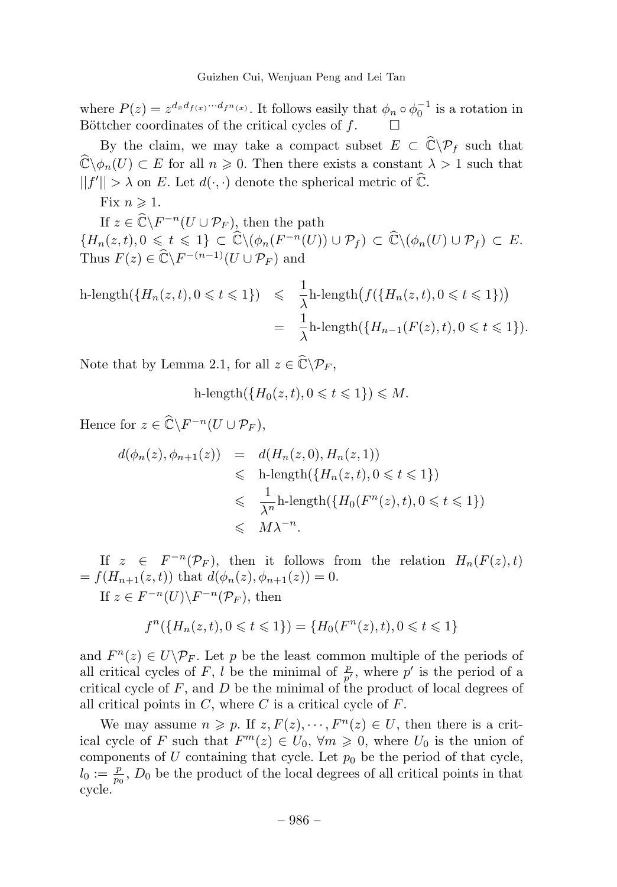where $P(z) = z^{d_x d_{f(x)} \cdots d_{f^n(x)}}$. It follows easily that $\phi_n \circ \phi_0^{-1}$ is a rotation in Böttcher coordinates of the critical cycles of $f$. $\square$

By the claim, we may take a compact subset $E \subset \widehat{\mathbb{C}} \backslash \mathcal{P}_f$ such that $\widehat{\mathbb{C}} \backslash \phi_n(U) \subset E$ for all $n \geqslant 0$. Then there exists a constant $\lambda > 1$ such that $||f'|| > \lambda$ on $E$. Let $d(\cdot, \cdot)$ denote the spherical metric of $\widehat{\mathbb{C}}$.

Fix $n \geqslant 1$.

If $z \in \widehat{\mathbb{C}} \backslash F^{-n}(U \cup \mathcal{P}_F)$, then the path $\{H_n(z,t), 0 \leqslant t \leqslant 1\} \subset \widehat{\mathbb{C}} \backslash (\phi_n(F^{-n}(U)) \cup \mathcal{P}_f) \subset \widehat{\mathbb{C}} \backslash (\phi_n(U) \cup \mathcal{P}_f) \subset E$. Thus $F(z) \in \widehat{\mathbb{C}} \backslash F^{-(n-1)}(U \cup \mathcal{P}_F)$ and

$$\begin{aligned}
\text{h-length}(\{H_n(z,t), 0 \leqslant t \leqslant 1\}) &\leqslant \frac{1}{\lambda} \text{h-length}\big(f(\{H_n(z,t), 0 \leqslant t \leqslant 1\})\big) \\
&= \frac{1}{\lambda} \text{h-length}(\{H_{n-1}(F(z),t), 0 \leqslant t \leqslant 1\}).
\end{aligned}$$

Note that by Lemma 2.1, for all $z \in \widehat{\mathbb{C}} \backslash \mathcal{P}_F$,

$$\text{h-length}(\{H_0(z,t), 0 \leqslant t \leqslant 1\}) \leqslant M.$$

Hence for $z \in \widehat{\mathbb{C}} \backslash F^{-n}(U \cup \mathcal{P}_F)$,

$$\begin{aligned}
d(\phi_n(z), \phi_{n+1}(z)) &= d(H_n(z,0), H_n(z,1)) \\
&\leqslant \text{h-length}(\{H_n(z,t), 0 \leqslant t \leqslant 1\}) \\
&\leqslant \frac{1}{\lambda^n} \text{h-length}(\{H_0(F^n(z),t), 0 \leqslant t \leqslant 1\}) \\
&\leqslant M\lambda^{-n}.
\end{aligned}$$

If $z \in F^{-n}(\mathcal{P}_F)$, then it follows from the relation $H_n(F(z),t) = f(H_{n+1}(z,t))$ that $d(\phi_n(z), \phi_{n+1}(z)) = 0$.

If $z \in F^{-n}(U) \backslash F^{-n}(\mathcal{P}_F)$, then

$$f^n(\{H_n(z,t), 0 \leqslant t \leqslant 1\}) = \{H_0(F^n(z),t), 0 \leqslant t \leqslant 1\}$$

and $F^n(z) \in U \backslash \mathcal{P}_F$. Let $p$ be the least common multiple of the periods of all critical cycles of $F$, $l$ be the minimal of $\frac{p}{p'}$, where $p'$ is the period of a critical cycle of $F$, and $D$ be the minimal of the product of local degrees of all critical points in $C$, where $C$ is a critical cycle of $F$.

We may assume $n \geqslant p$. If $z, F(z), \cdots, F^n(z) \in U$, then there is a critical cycle of $F$ such that $F^m(z) \in U_0$, $\forall m \geqslant 0$, where $U_0$ is the union of components of $U$ containing that cycle. Let $p_0$ be the period of that cycle, $l_0 := \frac{p}{p_0}$, $D_0$ be the product of the local degrees of all critical points in that cycle.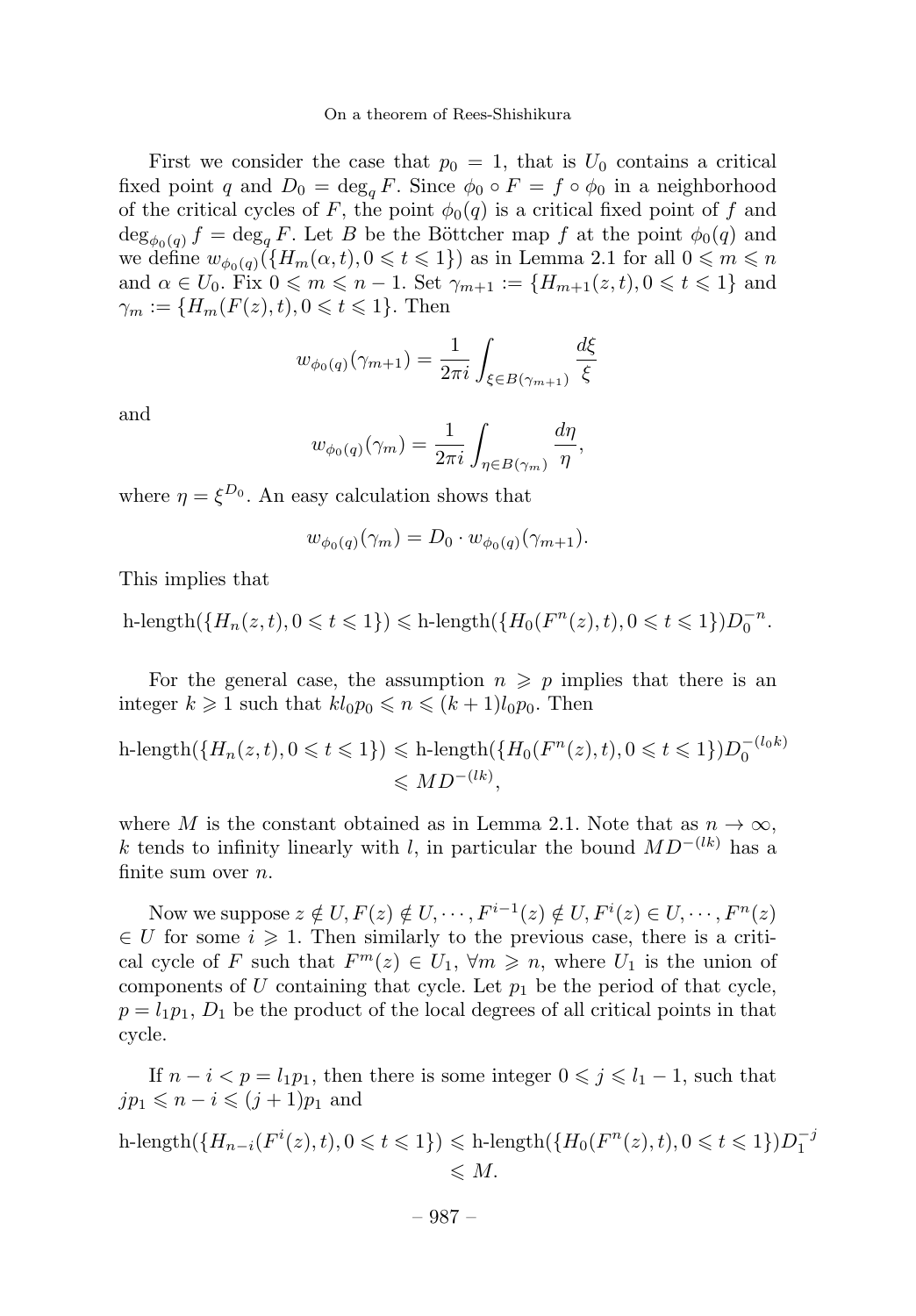First we consider the case that $p_0 = 1$, that is $U_0$ contains a critical fixed point $q$ and $D_0 = \deg_q F$. Since $\phi_0 \circ F = f \circ \phi_0$ in a neighborhood of the critical cycles of $F$, the point $\phi_0(q)$ is a critical fixed point of $f$ and $\deg_{\phi_0(q)} f = \deg_q F$. Let $B$ be the Böttcher map $f$ at the point $\phi_0(q)$ and we define $w_{\phi_0(q)}(\{H_m(\alpha, t), 0 \leqslant t \leqslant 1\})$ as in Lemma 2.1 for all $0 \leqslant m \leqslant n$ and $\alpha \in U_0$. Fix $0 \leqslant m \leqslant n-1$. Set $\gamma_{m+1} := \{H_{m+1}(z,t), 0 \leqslant t \leqslant 1\}$ and $\gamma_m := \{H_m(F(z), t), 0 \leqslant t \leqslant 1\}$. Then

$$w_{\phi_0(q)}(\gamma_{m+1}) = \frac{1}{2\pi i} \int_{\xi \in B(\gamma_{m+1})} \frac{d\xi}{\xi}$$

and

$$w_{\phi_0(q)}(\gamma_m) = \frac{1}{2\pi i} \int_{\eta \in B(\gamma_m)} \frac{d\eta}{\eta},$$

where $\eta = \xi^{D_0}$. An easy calculation shows that

$$w_{\phi_0(q)}(\gamma_m) = D_0 \cdot w_{\phi_0(q)}(\gamma_{m+1}).$$

This implies that

$$\text{h-length}(\{H_n(z,t), 0 \leqslant t \leqslant 1\}) \leqslant \text{h-length}(\{H_0(F^n(z), t), 0 \leqslant t \leqslant 1\}) D_0^{-n}.$$

For the general case, the assumption $n \geqslant p$ implies that there is an integer $k \geqslant 1$ such that $k l_0 p_0 \leqslant n \leqslant (k+1) l_0 p_0$. Then

$$\begin{aligned} \text{h-length}(\{H_n(z,t), 0 \leqslant t \leqslant 1\}) &\leqslant \text{h-length}(\{H_0(F^n(z), t), 0 \leqslant t \leqslant 1\}) D_0^{-(l_0 k)} \\ &\leqslant M D^{-(lk)}, \end{aligned}$$

where $M$ is the constant obtained as in Lemma 2.1. Note that as $n \to \infty$, $k$ tends to infinity linearly with $l$, in particular the bound $MD^{-(lk)}$ has a finite sum over $n$.

Now we suppose $z \notin U, F(z) \notin U, \cdots, F^{i-1}(z) \notin U, F^i(z) \in U, \cdots, F^n(z) \in U$ for some $i \geqslant 1$. Then similarly to the previous case, there is a critical cycle of $F$ such that $F^m(z) \in U_1$, $\forall m \geqslant n$, where $U_1$ is the union of components of $U$ containing that cycle. Let $p_1$ be the period of that cycle, $p = l_1 p_1$, $D_1$ be the product of the local degrees of all critical points in that cycle.

If $n - i < p = l_1 p_1$, then there is some integer $0 \leqslant j \leqslant l_1 - 1$, such that $j p_1 \leqslant n - i \leqslant (j+1) p_1$ and

$$\begin{aligned} \text{h-length}(\{H_{n-i}(F^i(z), t), 0 \leqslant t \leqslant 1\}) &\leqslant \text{h-length}(\{H_0(F^n(z), t), 0 \leqslant t \leqslant 1\}) D_1^{-j} \\ &\leqslant M. \end{aligned}$$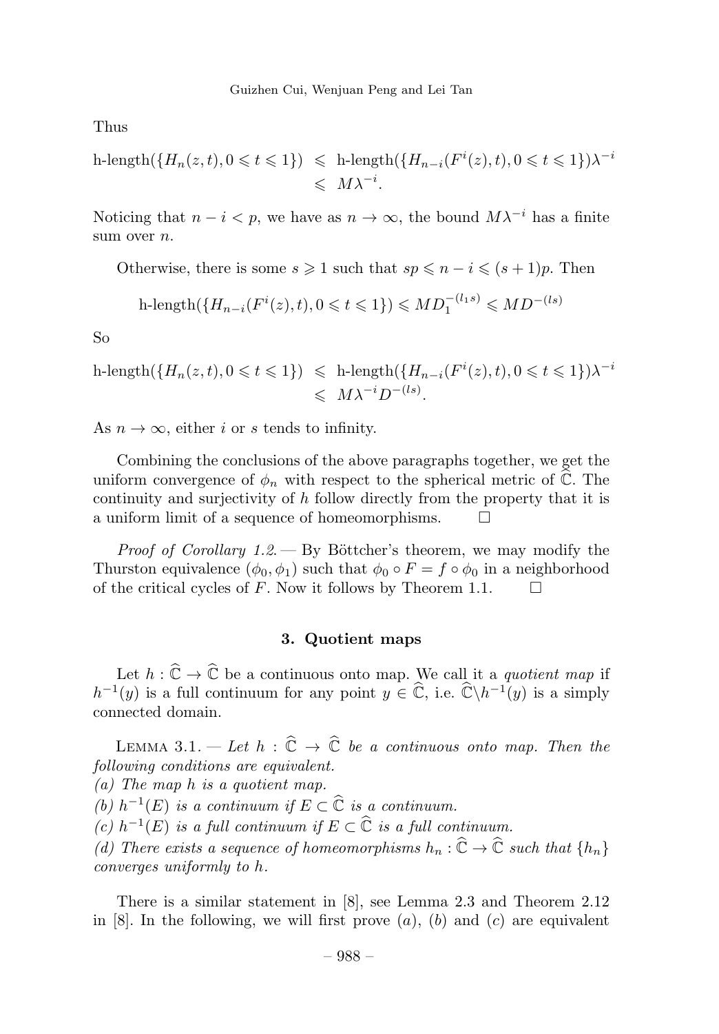Thus

$$\begin{aligned}
\text{h-length}(\{H_n(z,t), 0 \leqslant t \leqslant 1\}) &\leqslant \text{h-length}(\{H_{n-i}(F^i(z),t), 0 \leqslant t \leqslant 1\})\lambda^{-i} \\
&\leqslant M\lambda^{-i}.
\end{aligned}$$

Noticing that $n-i < p$, we have as $n \to \infty$, the bound $M\lambda^{-i}$ has a finite sum over $n$.

Otherwise, there is some $s \geqslant 1$ such that $sp \leqslant n-i \leqslant (s+1)p$. Then

$$\text{h-length}(\{H_{n-i}(F^i(z),t), 0 \leqslant t \leqslant 1\}) \leqslant MD_1^{-(l_1 s)} \leqslant MD^{-(ls)}$$

So

$$\begin{aligned}
\text{h-length}(\{H_n(z,t), 0 \leqslant t \leqslant 1\}) &\leqslant \text{h-length}(\{H_{n-i}(F^i(z),t), 0 \leqslant t \leqslant 1\})\lambda^{-i} \\
&\leqslant M\lambda^{-i}D^{-(ls)}.
\end{aligned}$$

As $n \to \infty$, either $i$ or $s$ tends to infinity.

Combining the conclusions of the above paragraphs together, we get the uniform convergence of $\phi_n$ with respect to the spherical metric of $\widehat{\mathbb{C}}$. The continuity and surjectivity of $h$ follow directly from the property that it is a uniform limit of a sequence of homeomorphisms. □

*Proof of Corollary 1.2.* — By Böttcher's theorem, we may modify the Thurston equivalence $(\phi_0, \phi_1)$ such that $\phi_0 \circ F = f \circ \phi_0$ in a neighborhood of the critical cycles of $F$. Now it follows by Theorem 1.1. □

## 3. Quotient maps

Let $h : \widehat{\mathbb{C}} \to \widehat{\mathbb{C}}$ be a continuous onto map. We call it a *quotient map* if $h^{-1}(y)$ is a full continuum for any point $y \in \widehat{\mathbb{C}}$, i.e. $\widehat{\mathbb{C}} \setminus h^{-1}(y)$ is a simply connected domain.

Lemma 3.1. — *Let $h : \widehat{\mathbb{C}} \to \widehat{\mathbb{C}}$ be a continuous onto map. Then the following conditions are equivalent.*
*(a) The map $h$ is a quotient map.*
*(b) $h^{-1}(E)$ is a continuum if $E \subset \widehat{\mathbb{C}}$ is a continuum.*
*(c) $h^{-1}(E)$ is a full continuum if $E \subset \widehat{\mathbb{C}}$ is a full continuum.*
*(d) There exists a sequence of homeomorphisms $h_n : \widehat{\mathbb{C}} \to \widehat{\mathbb{C}}$ such that $\{h_n\}$ converges uniformly to $h$.*

There is a similar statement in [8], see Lemma 2.3 and Theorem 2.12 in [8]. In the following, we will first prove $(a)$, $(b)$ and $(c)$ are equivalent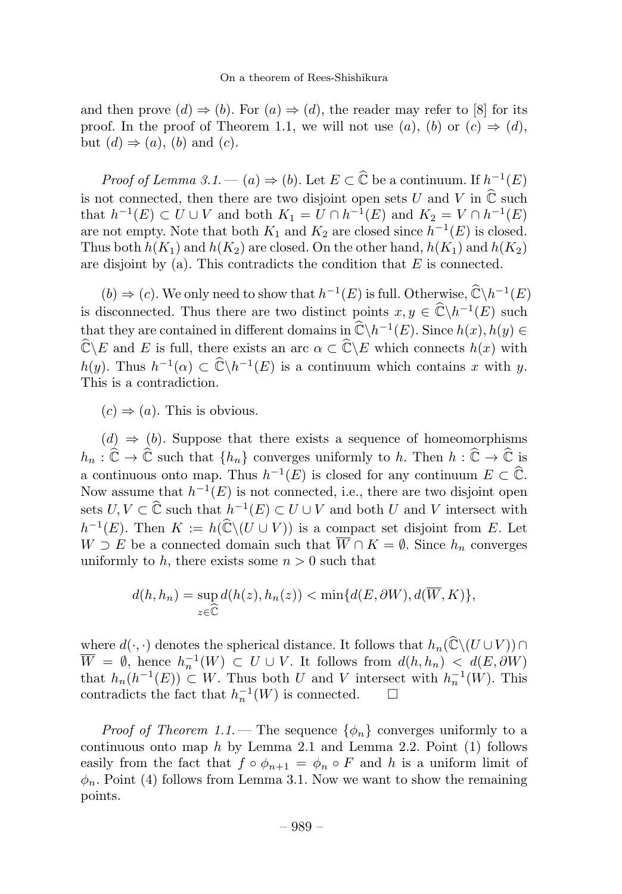and then prove $(d) \Rightarrow (b)$. For $(a) \Rightarrow (d)$, the reader may refer to [8] for its proof. In the proof of Theorem 1.1, we will not use $(a)$, $(b)$ or $(c) \Rightarrow (d)$, but $(d) \Rightarrow (a)$, $(b)$ and $(c)$.

*Proof of Lemma 3.1.* — $(a) \Rightarrow (b)$. Let $E \subset \widehat{\mathbb{C}}$ be a continuum. If $h^{-1}(E)$ is not connected, then there are two disjoint open sets $U$ and $V$ in $\widehat{\mathbb{C}}$ such that $h^{-1}(E) \subset U \cup V$ and both $K_1 = U \cap h^{-1}(E)$ and $K_2 = V \cap h^{-1}(E)$ are not empty. Note that both $K_1$ and $K_2$ are closed since $h^{-1}(E)$ is closed. Thus both $h(K_1)$ and $h(K_2)$ are closed. On the other hand, $h(K_1)$ and $h(K_2)$ are disjoint by (a). This contradicts the condition that $E$ is connected.

$(b) \Rightarrow (c)$. We only need to show that $h^{-1}(E)$ is full. Otherwise, $\widehat{\mathbb{C}} \backslash h^{-1}(E)$ is disconnected. Thus there are two distinct points $x, y \in \widehat{\mathbb{C}} \backslash h^{-1}(E)$ such that they are contained in different domains in $\widehat{\mathbb{C}} \backslash h^{-1}(E)$. Since $h(x), h(y) \in \widehat{\mathbb{C}} \backslash E$ and $E$ is full, there exists an arc $\alpha \subset \widehat{\mathbb{C}} \backslash E$ which connects $h(x)$ with $h(y)$. Thus $h^{-1}(\alpha) \subset \widehat{\mathbb{C}} \backslash h^{-1}(E)$ is a continuum which contains $x$ with $y$. This is a contradiction.

$(c) \Rightarrow (a)$. This is obvious.

$(d) \Rightarrow (b)$. Suppose that there exists a sequence of homeomorphisms $h_n : \widehat{\mathbb{C}} \to \widehat{\mathbb{C}}$ such that $\{h_n\}$ converges uniformly to $h$. Then $h : \widehat{\mathbb{C}} \to \widehat{\mathbb{C}}$ is a continuous onto map. Thus $h^{-1}(E)$ is closed for any continuum $E \subset \widehat{\mathbb{C}}$. Now assume that $h^{-1}(E)$ is not connected, i.e., there are two disjoint open sets $U, V \subset \widehat{\mathbb{C}}$ such that $h^{-1}(E) \subset U \cup V$ and both $U$ and $V$ intersect with $h^{-1}(E)$. Then $K := h(\widehat{\mathbb{C}} \backslash (U \cup V))$ is a compact set disjoint from $E$. Let $W \supset E$ be a connected domain such that $\overline{W} \cap K = \emptyset$. Since $h_n$ converges uniformly to $h$, there exists some $n > 0$ such that

$$d(h, h_n) = \sup_{z \in \widehat{\mathbb{C}}} d(h(z), h_n(z)) < \min\{d(E, \partial W), d(\overline{W}, K)\},$$

where $d(\cdot, \cdot)$ denotes the spherical distance. It follows that $h_n(\widehat{\mathbb{C}} \backslash (U \cup V)) \cap \overline{W} = \emptyset$, hence $h_n^{-1}(W) \subset U \cup V$. It follows from $d(h, h_n) < d(E, \partial W)$ that $h_n(h^{-1}(E)) \subset W$. Thus both $U$ and $V$ intersect with $h_n^{-1}(W)$. This contradicts the fact that $h_n^{-1}(W)$ is connected. $\square$

*Proof of Theorem 1.1.* — The sequence $\{\phi_n\}$ converges uniformly to a continuous onto map $h$ by Lemma 2.1 and Lemma 2.2. Point (1) follows easily from the fact that $f \circ \phi_{n+1} = \phi_n \circ F$ and $h$ is a uniform limit of $\phi_n$. Point (4) follows from Lemma 3.1. Now we want to show the remaining points.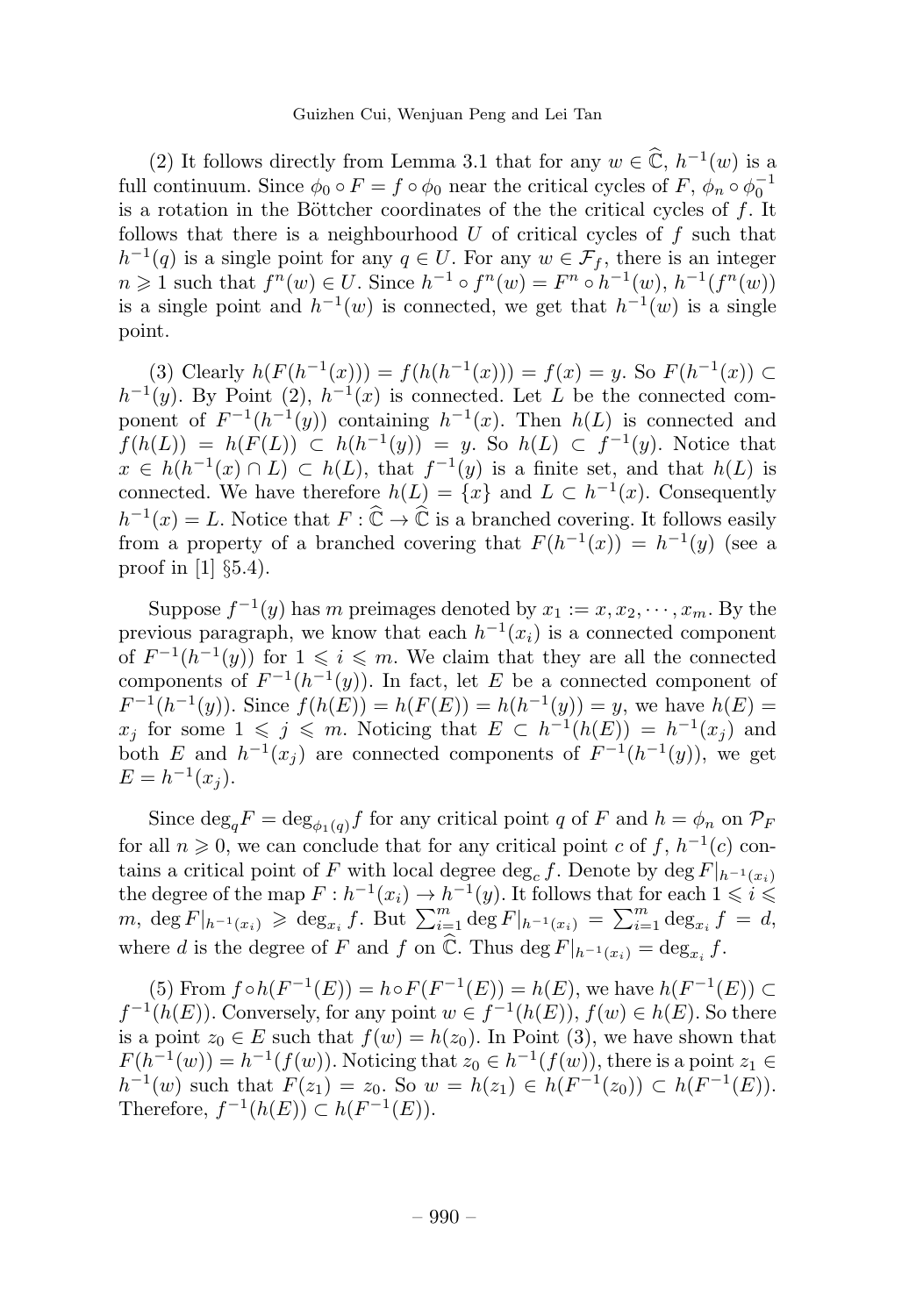(2) It follows directly from Lemma 3.1 that for any $w \in \widehat{\mathbb{C}}$, $h^{-1}(w)$ is a full continuum. Since $\phi_0 \circ F = f \circ \phi_0$ near the critical cycles of $F$, $\phi_n \circ \phi_0^{-1}$ is a rotation in the Böttcher coordinates of the the critical cycles of $f$. It follows that there is a neighbourhood $U$ of critical cycles of $f$ such that $h^{-1}(q)$ is a single point for any $q \in U$. For any $w \in \mathcal{F}_f$, there is an integer $n \geqslant 1$ such that $f^n(w) \in U$. Since $h^{-1} \circ f^n(w) = F^n \circ h^{-1}(w)$, $h^{-1}(f^n(w))$ is a single point and $h^{-1}(w)$ is connected, we get that $h^{-1}(w)$ is a single point.

(3) Clearly $h(F(h^{-1}(x))) = f(h(h^{-1}(x))) = f(x) = y$. So $F(h^{-1}(x)) \subset h^{-1}(y)$. By Point (2), $h^{-1}(x)$ is connected. Let $L$ be the connected component of $F^{-1}(h^{-1}(y))$ containing $h^{-1}(x)$. Then $h(L)$ is connected and $f(h(L)) = h(F(L)) \subset h(h^{-1}(y)) = y$. So $h(L) \subset f^{-1}(y)$. Notice that $x \in h(h^{-1}(x) \cap L) \subset h(L)$, that $f^{-1}(y)$ is a finite set, and that $h(L)$ is connected. We have therefore $h(L) = \{x\}$ and $L \subset h^{-1}(x)$. Consequently $h^{-1}(x) = L$. Notice that $F : \widehat{\mathbb{C}} \to \widehat{\mathbb{C}}$ is a branched covering. It follows easily from a property of a branched covering that $F(h^{-1}(x)) = h^{-1}(y)$ (see a proof in [1] §5.4).

Suppose $f^{-1}(y)$ has $m$ preimages denoted by $x_1 := x, x_2, \cdots, x_m$. By the previous paragraph, we know that each $h^{-1}(x_i)$ is a connected component of $F^{-1}(h^{-1}(y))$ for $1 \leqslant i \leqslant m$. We claim that they are all the connected components of $F^{-1}(h^{-1}(y))$. In fact, let $E$ be a connected component of $F^{-1}(h^{-1}(y))$. Since $f(h(E)) = h(F(E)) = h(h^{-1}(y)) = y$, we have $h(E) = x_j$ for some $1 \leqslant j \leqslant m$. Noticing that $E \subset h^{-1}(h(E)) = h^{-1}(x_j)$ and both $E$ and $h^{-1}(x_j)$ are connected components of $F^{-1}(h^{-1}(y))$, we get $E = h^{-1}(x_j)$.

Since $\deg_q F = \deg_{\phi_1(q)} f$ for any critical point $q$ of $F$ and $h = \phi_n$ on $\mathcal{P}_F$ for all $n \geqslant 0$, we can conclude that for any critical point $c$ of $f$, $h^{-1}(c)$ contains a critical point of $F$ with local degree $\deg_c f$. Denote by $\deg F|_{h^{-1}(x_i)}$ the degree of the map $F : h^{-1}(x_i) \to h^{-1}(y)$. It follows that for each $1 \leqslant i \leqslant m$, $\deg F|_{h^{-1}(x_i)} \geqslant \deg_{x_i} f$. But $\sum_{i=1}^m \deg F|_{h^{-1}(x_i)} = \sum_{i=1}^m \deg_{x_i} f = d$, where $d$ is the degree of $F$ and $f$ on $\widehat{\mathbb{C}}$. Thus $\deg F|_{h^{-1}(x_i)} = \deg_{x_i} f$.

(5) From $f \circ h(F^{-1}(E)) = h \circ F(F^{-1}(E)) = h(E)$, we have $h(F^{-1}(E)) \subset f^{-1}(h(E))$. Conversely, for any point $w \in f^{-1}(h(E))$, $f(w) \in h(E)$. So there is a point $z_0 \in E$ such that $f(w) = h(z_0)$. In Point (3), we have shown that $F(h^{-1}(w)) = h^{-1}(f(w))$. Noticing that $z_0 \in h^{-1}(f(w))$, there is a point $z_1 \in h^{-1}(w)$ such that $F(z_1) = z_0$. So $w = h(z_1) \in h(F^{-1}(z_0)) \subset h(F^{-1}(E))$. Therefore, $f^{-1}(h(E)) \subset h(F^{-1}(E))$.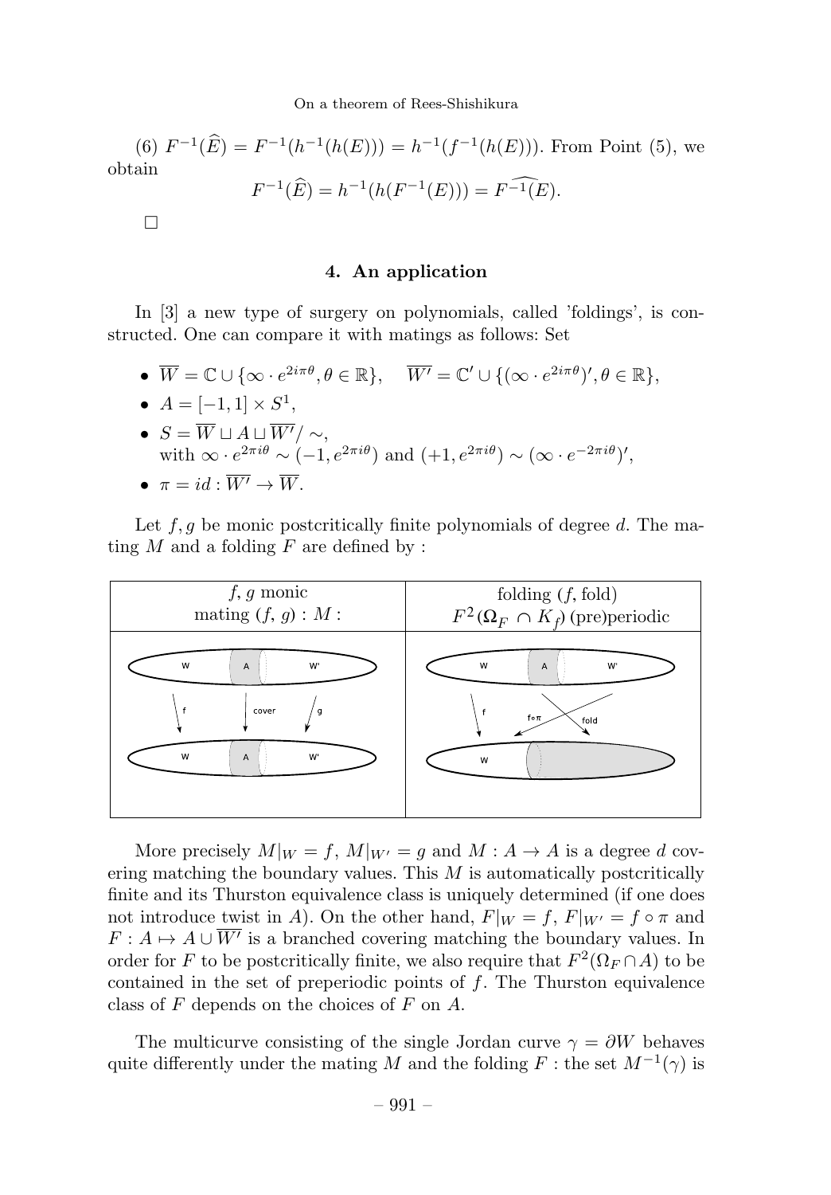(6) $F^{-1}(\widehat{E}) = F^{-1}(h^{-1}(h(E))) = h^{-1}(f^{-1}(h(E)))$. From Point (5), we obtain

$$F^{-1}(\widehat{E}) = h^{-1}(h(F^{-1}(E))) = \widehat{F^{-1}(E)}.$$

□

## 4. An application

In [3] a new type of surgery on polynomials, called 'foldings', is constructed. One can compare it with matings as follows: Set

- $\overline{W} = \mathbb{C} \cup \{\infty \cdot e^{2i\pi\theta}, \theta \in \mathbb{R}\}, \quad \overline{W'} = \mathbb{C}' \cup \{(\infty \cdot e^{2i\pi\theta})', \theta \in \mathbb{R}\}$,
- $A = [-1, 1] \times S^1$,
- $S = \overline{W} \sqcup A \sqcup \overline{W'} / \sim$,
  with $\infty \cdot e^{2\pi i\theta} \sim (-1, e^{2\pi i\theta})$ and $(+1, e^{2\pi i\theta}) \sim (\infty \cdot e^{-2\pi i\theta})'$,
- $\pi = id : \overline{W'} \to \overline{W}$.

Let $f, g$ be monic postcritically finite polynomials of degree $d$. The mating $M$ and a folding $F$ are defined by :

| $f, g$ monic<br>mating $(f, g)$ : $M$ : | folding $(f, \text{fold})$<br>$F^2(\Omega_F \cap K_f)$ (pre)periodic |
|---|---|
| | |

More precisely $M|_W = f$, $M|_{W'} = g$ and $M : A \to A$ is a degree $d$ covering matching the boundary values. This $M$ is automatically postcritically finite and its Thurston equivalence class is uniquely determined (if one does not introduce twist in $A$). On the other hand, $F|_W = f$, $F|_{W'} = f \circ \pi$ and $F : A \mapsto A \cup \overline{W'}$ is a branched covering matching the boundary values. In order for $F$ to be postcritically finite, we also require that $F^2(\Omega_F \cap A)$ to be contained in the set of preperiodic points of $f$. The Thurston equivalence class of $F$ depends on the choices of $F$ on $A$.

The multicurve consisting of the single Jordan curve $\gamma = \partial W$ behaves quite differently under the mating $M$ and the folding $F$ : the set $M^{-1}(\gamma)$ is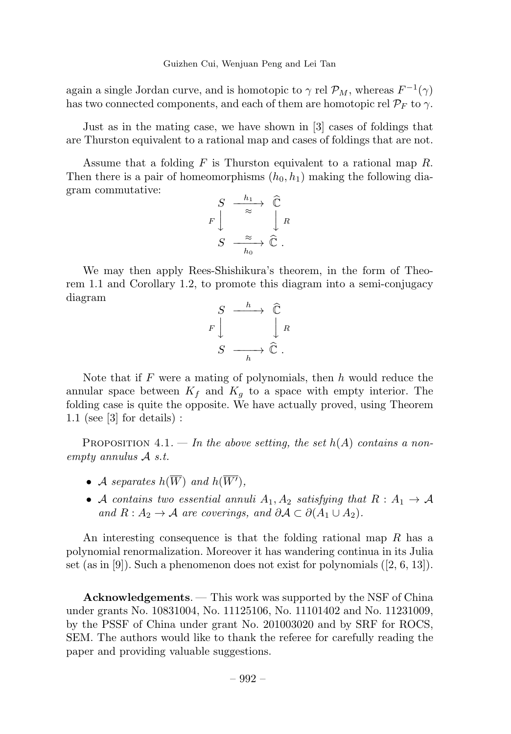again a single Jordan curve, and is homotopic to $\gamma$ rel $\mathcal{P}_M$, whereas $F^{-1}(\gamma)$ has two connected components, and each of them are homotopic rel $\mathcal{P}_F$ to $\gamma$.

Just as in the mating case, we have shown in [3] cases of foldings that are Thurston equivalent to a rational map and cases of foldings that are not.

Assume that a folding $F$ is Thurston equivalent to a rational map $R$. Then there is a pair of homeomorphisms $(h_0, h_1)$ making the following diagram commutative:

$$\begin{array}{ccc} S & \xrightarrow[\approx]{h_1} & \widehat{\mathbb{C}} \\ {\scriptstyle F}\big\downarrow & & \big\downarrow{\scriptstyle R} \\ S & \xrightarrow[h_0]{\approx} & \widehat{\mathbb{C}}\,. \end{array}$$

We may then apply Rees-Shishikura's theorem, in the form of Theorem 1.1 and Corollary 1.2, to promote this diagram into a semi-conjugacy diagram

$$\begin{array}{ccc} S & \xrightarrow{h} & \widehat{\mathbb{C}} \\ {\scriptstyle F}\big\downarrow & & \big\downarrow{\scriptstyle R} \\ S & \xrightarrow[h]{} & \widehat{\mathbb{C}}\,. \end{array}$$

Note that if $F$ were a mating of polynomials, then $h$ would reduce the annular space between $K_f$ and $K_g$ to a space with empty interior. The folding case is quite the opposite. We have actually proved, using Theorem 1.1 (see [3] for details) :

Proposition 4.1. — *In the above setting, the set $h(A)$ contains a non-empty annulus $\mathcal{A}$ s.t.*

- *$\mathcal{A}$ separates $h(\overline{W})$ and $h(\overline{W'})$,*
- *$\mathcal{A}$ contains two essential annuli $A_1, A_2$ satisfying that $R : A_1 \to \mathcal{A}$ and $R : A_2 \to \mathcal{A}$ are coverings, and $\partial\mathcal{A} \subset \partial(A_1 \cup A_2)$.*

An interesting consequence is that the folding rational map $R$ has a polynomial renormalization. Moreover it has wandering continua in its Julia set (as in [9]). Such a phenomenon does not exist for polynomials ([2, 6, 13]).

**Acknowledgements**. — This work was supported by the NSF of China under grants No. 10831004, No. 11125106, No. 11101402 and No. 11231009, by the PSSF of China under grant No. 201003020 and by SRF for ROCS, SEM. The authors would like to thank the referee for carefully reading the paper and providing valuable suggestions.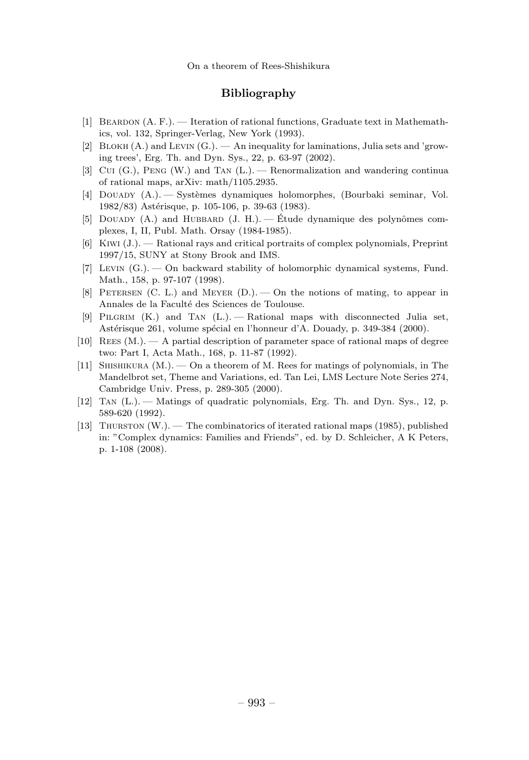## Bibliography

[1] Beardon (A. F.). — Iteration of rational functions, Graduate text in Mathematics, vol. 132, Springer-Verlag, New York (1993).

[2] Blokh (A.) and Levin (G.). — An inequality for laminations, Julia sets and 'growing trees', Erg. Th. and Dyn. Sys., 22, p. 63-97 (2002).

[3] Cui (G.), Peng (W.) and Tan (L.). — Renormalization and wandering continua of rational maps, arXiv: math/1105.2935.

[4] Douady (A.). — Systèmes dynamiques holomorphes, (Bourbaki seminar, Vol. 1982/83) Astérisque, p. 105-106, p. 39-63 (1983).

[5] Douady (A.) and Hubbard (J. H.). — Étude dynamique des polynômes complexes, I, II, Publ. Math. Orsay (1984-1985).

[6] Kiwi (J.). — Rational rays and critical portraits of complex polynomials, Preprint 1997/15, SUNY at Stony Brook and IMS.

[7] Levin (G.). — On backward stability of holomorphic dynamical systems, Fund. Math., 158, p. 97-107 (1998).

[8] Petersen (C. L.) and Meyer (D.). — On the notions of mating, to appear in Annales de la Faculté des Sciences de Toulouse.

[9] Pilgrim (K.) and Tan (L.). — Rational maps with disconnected Julia set, Astérisque 261, volume spécial en l'honneur d'A. Douady, p. 349-384 (2000).

[10] Rees (M.). — A partial description of parameter space of rational maps of degree two: Part I, Acta Math., 168, p. 11-87 (1992).

[11] Shishikura (M.). — On a theorem of M. Rees for matings of polynomials, in The Mandelbrot set, Theme and Variations, ed. Tan Lei, LMS Lecture Note Series 274, Cambridge Univ. Press, p. 289-305 (2000).

[12] Tan (L.). — Matings of quadratic polynomials, Erg. Th. and Dyn. Sys., 12, p. 589-620 (1992).

[13] Thurston (W.). — The combinatorics of iterated rational maps (1985), published in: "Complex dynamics: Families and Friends", ed. by D. Schleicher, A K Peters, p. 1-108 (2008).